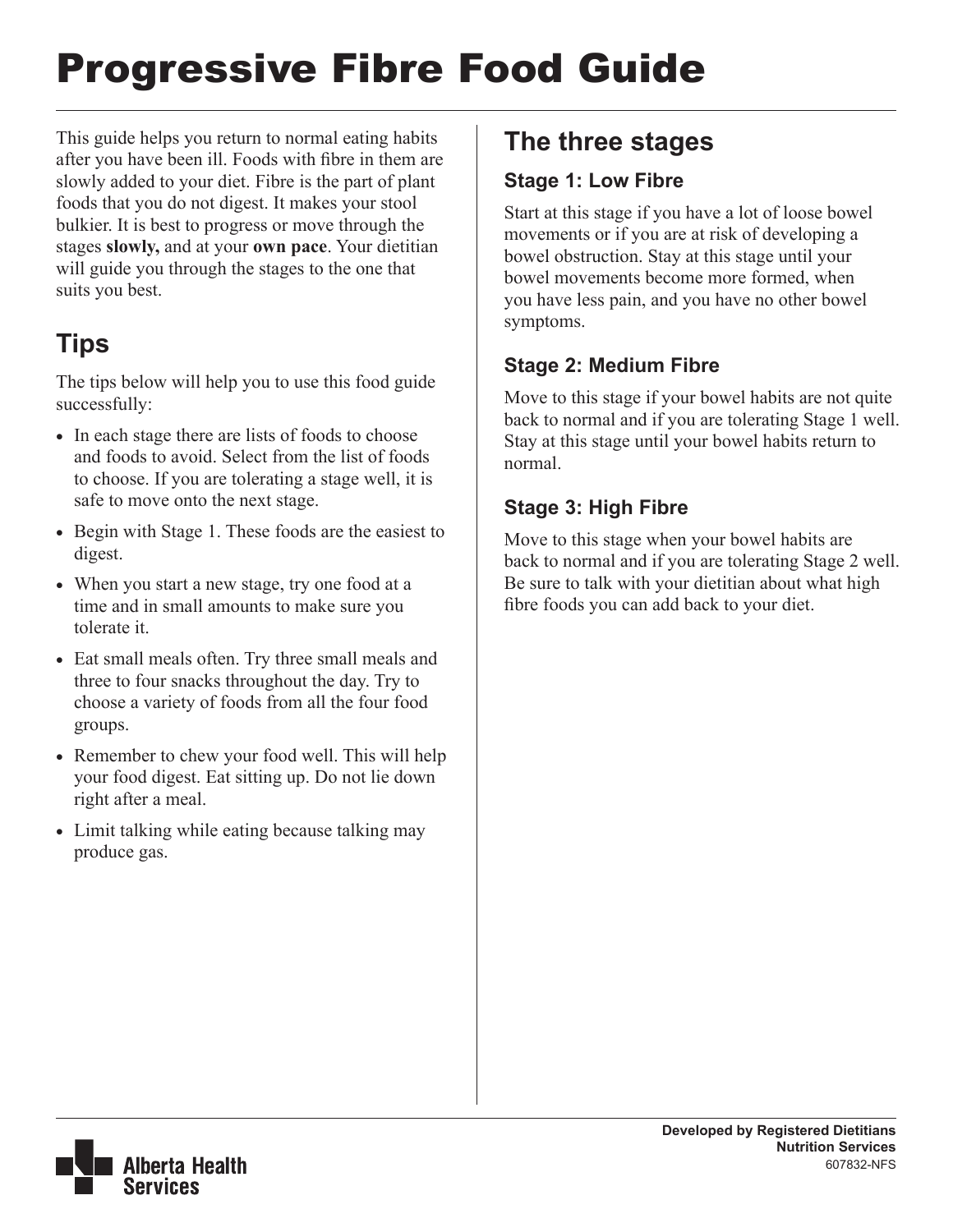# Progressive Fibre Food Guide

This guide helps you return to normal eating habits after you have been ill. Foods with fibre in them are slowly added to your diet. Fibre is the part of plant foods that you do not digest. It makes your stool bulkier. It is best to progress or move through the stages **slowly,** and at your **own pace**. Your dietitian will guide you through the stages to the one that suits you best.

## Tips

The tips below will help you to use this food guide successfully:

- In each stage there are lists of foods to choose and foods to avoid. Select from the list of foods to choose. If you are tolerating a stage well, it is safe to move onto the next stage.
- Begin with Stage 1. These foods are the easiest to digest.
- When you start a new stage, try one food at a time and in small amounts to make sure you tolerate it.
- Eat small meals often. Try three small meals and three to four snacks throughout the day. Try to choose a variety of foods from all the four food groups.
- Remember to chew your food well. This will help your food digest. Eat sitting up. Do not lie down right after a meal.
- Limit talking while eating because talking may produce gas.

## The three stages

### Stage 1: Low Fibre

Start at this stage if you have a lot of loose bowel movements or if you are at risk of developing a bowel obstruction. Stay at this stage until your bowel movements become more formed, when you have less pain, and you have no other bowel symptoms.

### Stage 2: Medium Fibre

Move to this stage if your bowel habits are not quite back to normal and if you are tolerating Stage 1 well. Stay at this stage until your bowel habits return to normal.

### Stage 3: High Fibre

Move to this stage when your bowel habits are back to normal and if you are tolerating Stage 2 well. Be sure to talk with your dietitian about what high fibre foods you can add back to your diet.

**Developed by Registered Dietitians**
**Nutrition Services**
607832-NFS

Alberta Health Services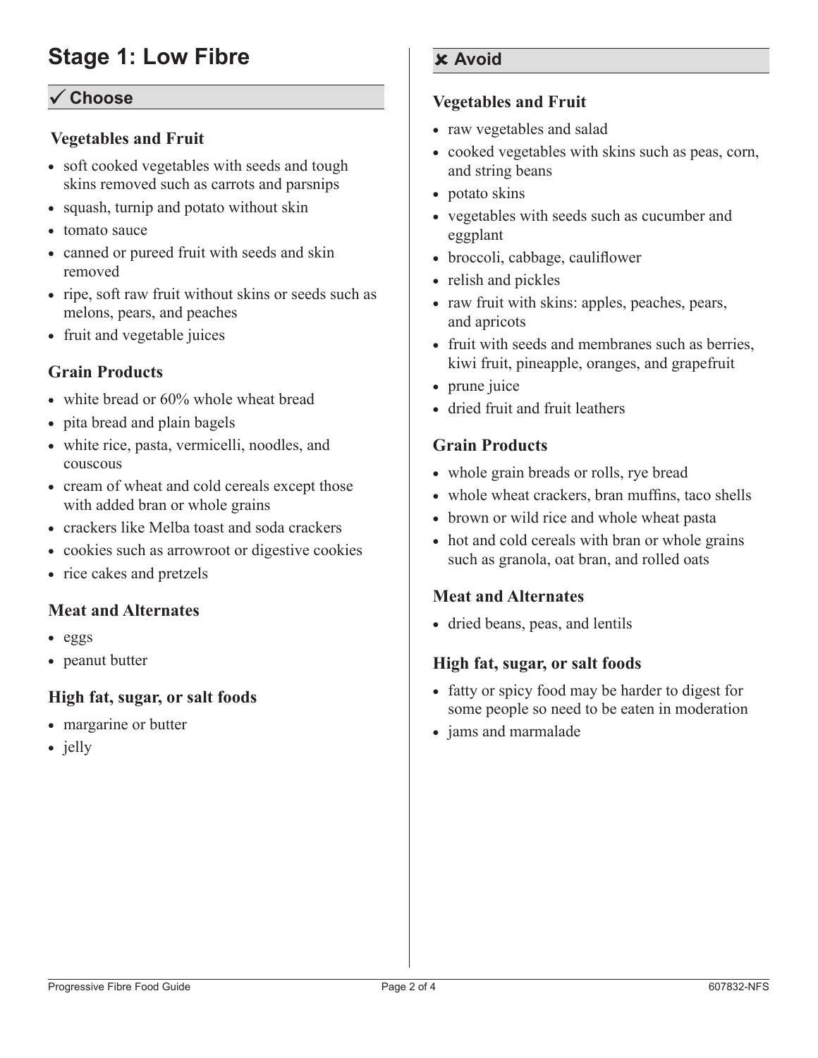# Stage 1: Low Fibre

## ✓ Choose

### Vegetables and Fruit

- soft cooked vegetables with seeds and tough skins removed such as carrots and parsnips
- squash, turnip and potato without skin
- tomato sauce
- canned or pureed fruit with seeds and skin removed
- ripe, soft raw fruit without skins or seeds such as melons, pears, and peaches
- fruit and vegetable juices

### Grain Products

- white bread or 60% whole wheat bread
- pita bread and plain bagels
- white rice, pasta, vermicelli, noodles, and couscous
- cream of wheat and cold cereals except those with added bran or whole grains
- crackers like Melba toast and soda crackers
- cookies such as arrowroot or digestive cookies
- rice cakes and pretzels

### Meat and Alternates

- eggs
- peanut butter

### High fat, sugar, or salt foods

- margarine or butter
- jelly

## ✘ Avoid

### Vegetables and Fruit

- raw vegetables and salad
- cooked vegetables with skins such as peas, corn, and string beans
- potato skins
- vegetables with seeds such as cucumber and eggplant
- broccoli, cabbage, cauliflower
- relish and pickles
- raw fruit with skins: apples, peaches, pears, and apricots
- fruit with seeds and membranes such as berries, kiwi fruit, pineapple, oranges, and grapefruit
- prune juice
- dried fruit and fruit leathers

### Grain Products

- whole grain breads or rolls, rye bread
- whole wheat crackers, bran muffins, taco shells
- brown or wild rice and whole wheat pasta
- hot and cold cereals with bran or whole grains such as granola, oat bran, and rolled oats

### Meat and Alternates

- dried beans, peas, and lentils

### High fat, sugar, or salt foods

- fatty or spicy food may be harder to digest for some people so need to be eaten in moderation
- jams and marmalade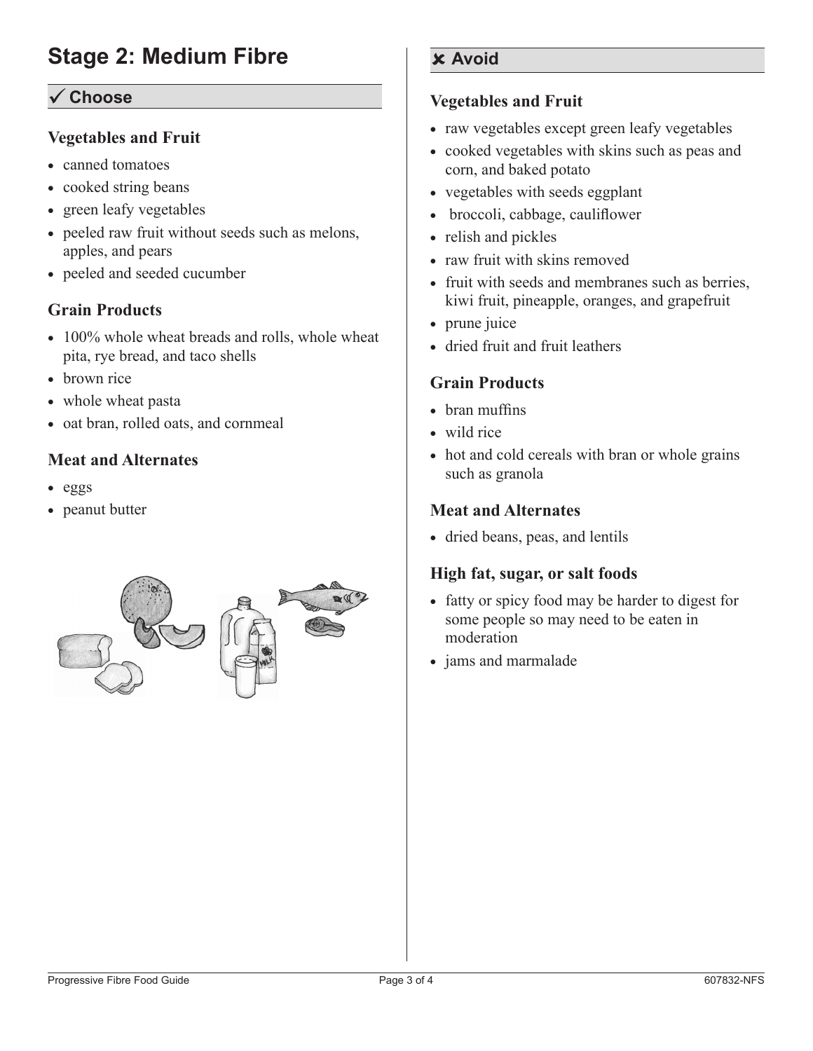# Stage 2: Medium Fibre

## ✓ Choose

### Vegetables and Fruit

- canned tomatoes
- cooked string beans
- green leafy vegetables
- peeled raw fruit without seeds such as melons, apples, and pears
- peeled and seeded cucumber

### Grain Products

- 100% whole wheat breads and rolls, whole wheat pita, rye bread, and taco shells
- brown rice
- whole wheat pasta
- oat bran, rolled oats, and cornmeal

### Meat and Alternates

- eggs
- peanut butter

## ✘ Avoid

### Vegetables and Fruit

- raw vegetables except green leafy vegetables
- cooked vegetables with skins such as peas and corn, and baked potato
- vegetables with seeds eggplant
- broccoli, cabbage, cauliflower
- relish and pickles
- raw fruit with skins removed
- fruit with seeds and membranes such as berries, kiwi fruit, pineapple, oranges, and grapefruit
- prune juice
- dried fruit and fruit leathers

### Grain Products

- bran muffins
- wild rice
- hot and cold cereals with bran or whole grains such as granola

### Meat and Alternates

- dried beans, peas, and lentils

### High fat, sugar, or salt foods

- fatty or spicy food may be harder to digest for some people so may need to be eaten in moderation
- jams and marmalade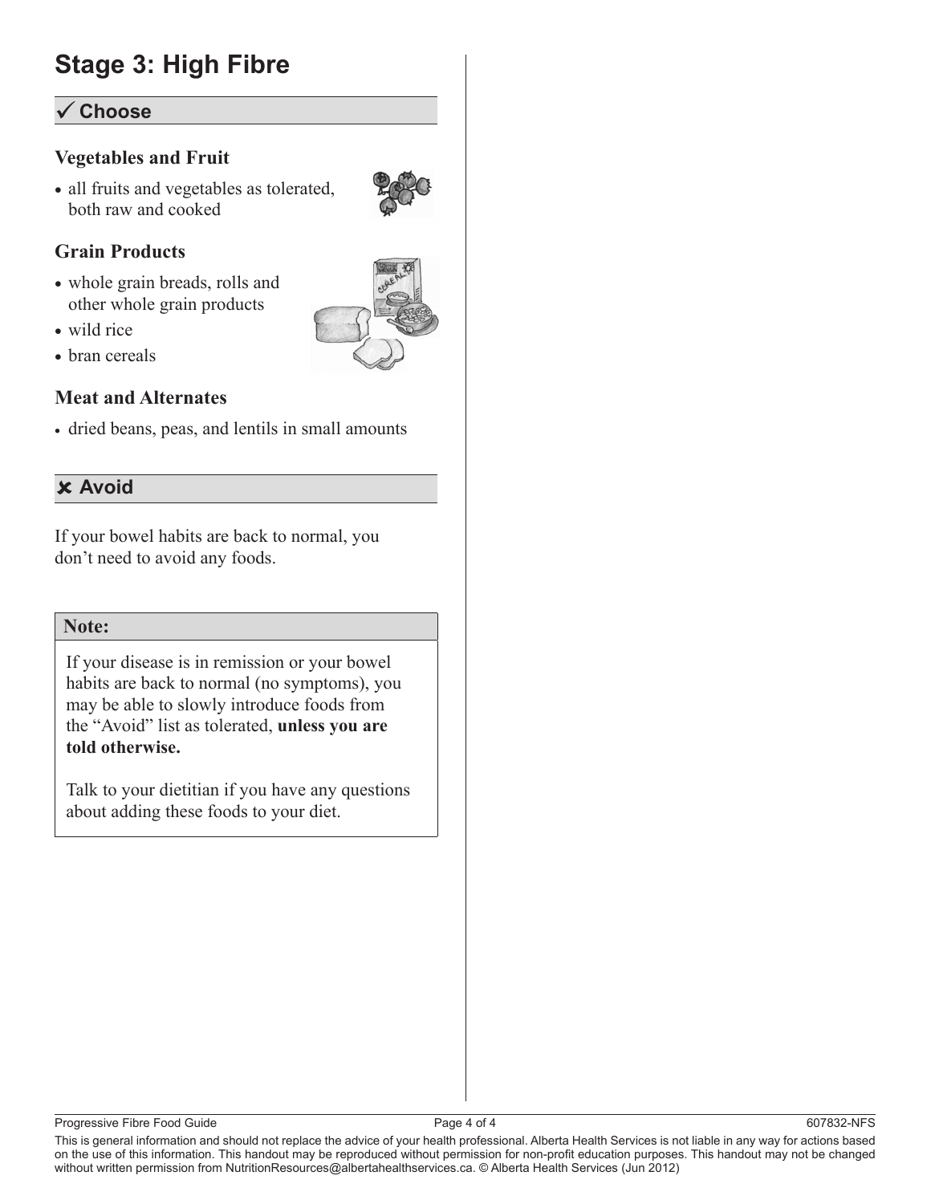# Stage 3: High Fibre

## ✓ Choose

### Vegetables and Fruit

- all fruits and vegetables as tolerated, both raw and cooked

### Grain Products

- whole grain breads, rolls and other whole grain products
- wild rice
- bran cereals

### Meat and Alternates

- dried beans, peas, and lentils in small amounts

## ✘ Avoid

If your bowel habits are back to normal, you don't need to avoid any foods.

**Note:**

If your disease is in remission or your bowel habits are back to normal (no symptoms), you may be able to slowly introduce foods from the "Avoid" list as tolerated, **unless you are told otherwise.**

Talk to your dietitian if you have any questions about adding these foods to your diet.

This is general information and should not replace the advice of your health professional. Alberta Health Services is not liable in any way for actions based on the use of this information. This handout may be reproduced without permission for non-profit education purposes. This handout may not be changed without written permission from NutritionResources@albertahealthservices.ca. © Alberta Health Services (Jun 2012)